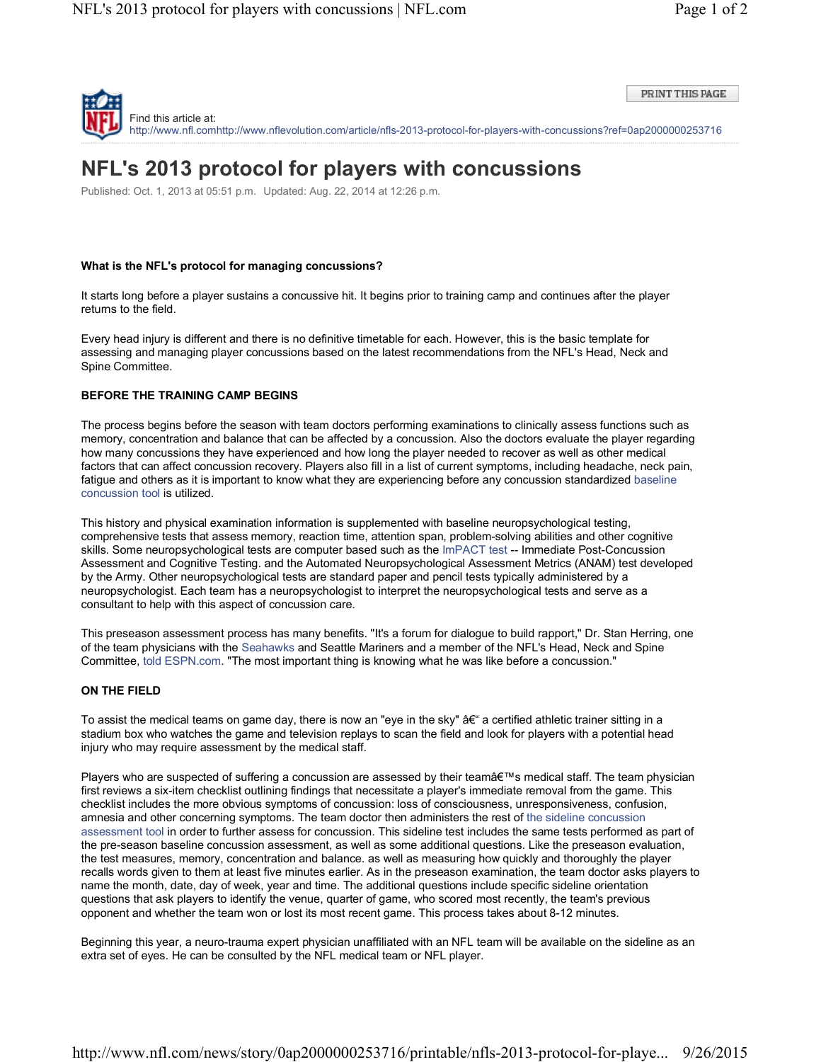Find this article at:
http://www.nfl.comhttp://www.nflevolution.com/article/nfls-2013-protocol-for-players-with-concussions?ref=0ap2000000253716

# NFL's 2013 protocol for players with concussions

Published: Oct. 1, 2013 at 05:51 p.m. Updated: Aug. 22, 2014 at 12:26 p.m.

**What is the NFL's protocol for managing concussions?**

It starts long before a player sustains a concussive hit. It begins prior to training camp and continues after the player returns to the field.

Every head injury is different and there is no definitive timetable for each. However, this is the basic template for assessing and managing player concussions based on the latest recommendations from the NFL's Head, Neck and Spine Committee.

**BEFORE THE TRAINING CAMP BEGINS**

The process begins before the season with team doctors performing examinations to clinically assess functions such as memory, concentration and balance that can be affected by a concussion. Also the doctors evaluate the player regarding how many concussions they have experienced and how long the player needed to recover as well as other medical factors that can affect concussion recovery. Players also fill in a list of current symptoms, including headache, neck pain, fatigue and others as it is important to know what they are experiencing before any concussion standardized baseline concussion tool is utilized.

This history and physical examination information is supplemented with baseline neuropsychological testing, comprehensive tests that assess memory, reaction time, attention span, problem-solving abilities and other cognitive skills. Some neuropsychological tests are computer based such as the ImPACT test -- Immediate Post-Concussion Assessment and Cognitive Testing. and the Automated Neuropsychological Assessment Metrics (ANAM) test developed by the Army. Other neuropsychological tests are standard paper and pencil tests typically administered by a neuropsychologist. Each team has a neuropsychologist to interpret the neuropsychological tests and serve as a consultant to help with this aspect of concussion care.

This preseason assessment process has many benefits. "It's a forum for dialogue to build rapport," Dr. Stan Herring, one of the team physicians with the Seahawks and Seattle Mariners and a member of the NFL's Head, Neck and Spine Committee, told ESPN.com. "The most important thing is knowing what he was like before a concussion."

**ON THE FIELD**

To assist the medical teams on game day, there is now an "eye in the sky" â€“ a certified athletic trainer sitting in a stadium box who watches the game and television replays to scan the field and look for players with a potential head injury who may require assessment by the medical staff.

Players who are suspected of suffering a concussion are assessed by their teamâ€™s medical staff. The team physician first reviews a six-item checklist outlining findings that necessitate a player's immediate removal from the game. This checklist includes the more obvious symptoms of concussion: loss of consciousness, unresponsiveness, confusion, amnesia and other concerning symptoms. The team doctor then administers the rest of the sideline concussion assessment tool in order to further assess for concussion. This sideline test includes the same tests performed as part of the pre-season baseline concussion assessment, as well as some additional questions. Like the preseason evaluation, the test measures, memory, concentration and balance. as well as measuring how quickly and thoroughly the player recalls words given to them at least five minutes earlier. As in the preseason examination, the team doctor asks players to name the month, date, day of week, year and time. The additional questions include specific sideline orientation questions that ask players to identify the venue, quarter of game, who scored most recently, the team's previous opponent and whether the team won or lost its most recent game. This process takes about 8-12 minutes.

Beginning this year, a neuro-trauma expert physician unaffiliated with an NFL team will be available on the sideline as an extra set of eyes. He can be consulted by the NFL medical team or NFL player.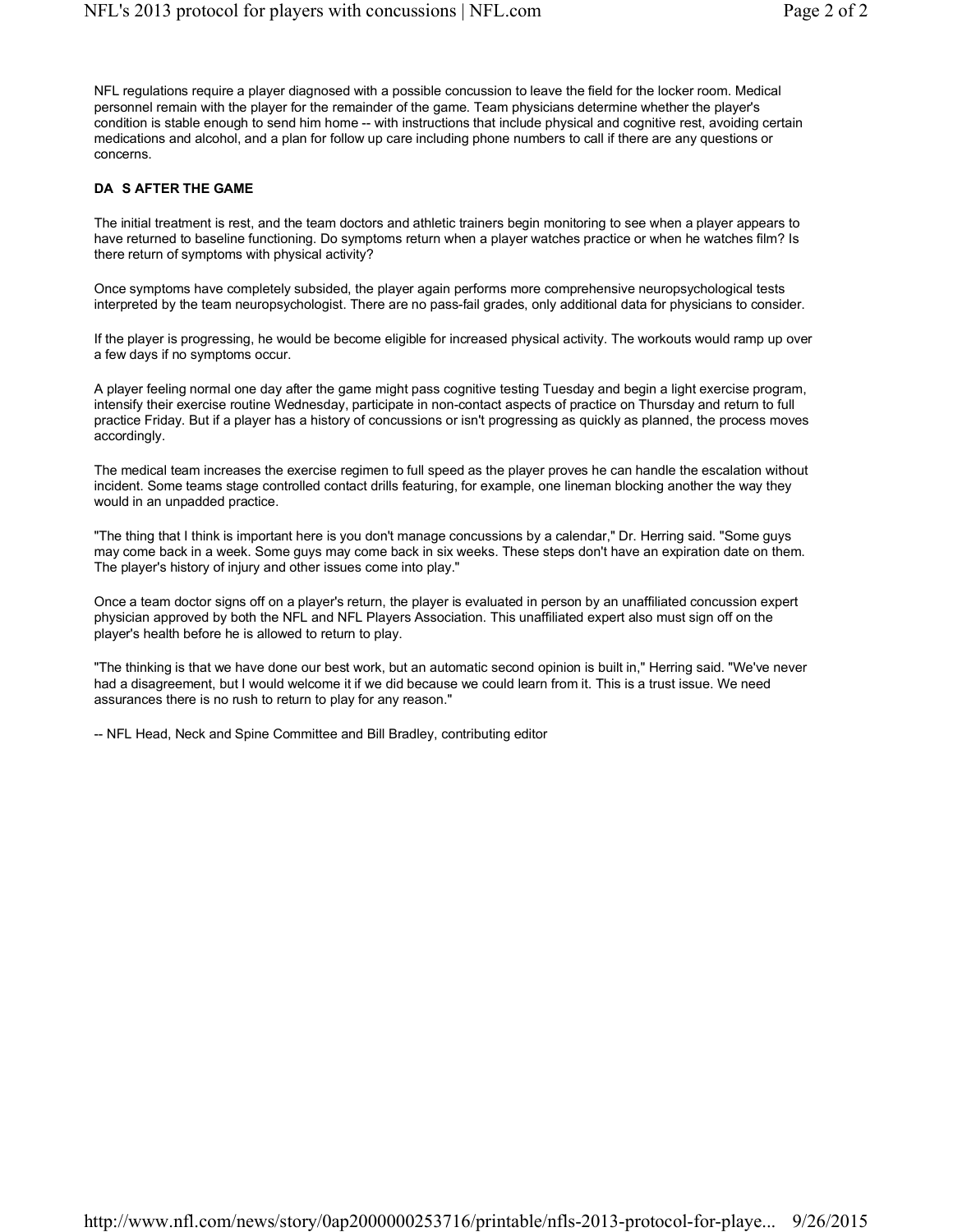NFL regulations require a player diagnosed with a possible concussion to leave the field for the locker room. Medical personnel remain with the player for the remainder of the game. Team physicians determine whether the player's condition is stable enough to send him home -- with instructions that include physical and cognitive rest, avoiding certain medications and alcohol, and a plan for follow up care including phone numbers to call if there are any questions or concerns.

**DA S AFTER THE GAME**

The initial treatment is rest, and the team doctors and athletic trainers begin monitoring to see when a player appears to have returned to baseline functioning. Do symptoms return when a player watches practice or when he watches film? Is there return of symptoms with physical activity?

Once symptoms have completely subsided, the player again performs more comprehensive neuropsychological tests interpreted by the team neuropsychologist. There are no pass-fail grades, only additional data for physicians to consider.

If the player is progressing, he would be become eligible for increased physical activity. The workouts would ramp up over a few days if no symptoms occur.

A player feeling normal one day after the game might pass cognitive testing Tuesday and begin a light exercise program, intensify their exercise routine Wednesday, participate in non-contact aspects of practice on Thursday and return to full practice Friday. But if a player has a history of concussions or isn't progressing as quickly as planned, the process moves accordingly.

The medical team increases the exercise regimen to full speed as the player proves he can handle the escalation without incident. Some teams stage controlled contact drills featuring, for example, one lineman blocking another the way they would in an unpadded practice.

"The thing that I think is important here is you don't manage concussions by a calendar," Dr. Herring said. "Some guys may come back in a week. Some guys may come back in six weeks. These steps don't have an expiration date on them. The player's history of injury and other issues come into play."

Once a team doctor signs off on a player's return, the player is evaluated in person by an unaffiliated concussion expert physician approved by both the NFL and NFL Players Association. This unaffiliated expert also must sign off on the player's health before he is allowed to return to play.

"The thinking is that we have done our best work, but an automatic second opinion is built in," Herring said. "We've never had a disagreement, but I would welcome it if we did because we could learn from it. This is a trust issue. We need assurances there is no rush to return to play for any reason."

-- NFL Head, Neck and Spine Committee and Bill Bradley, contributing editor